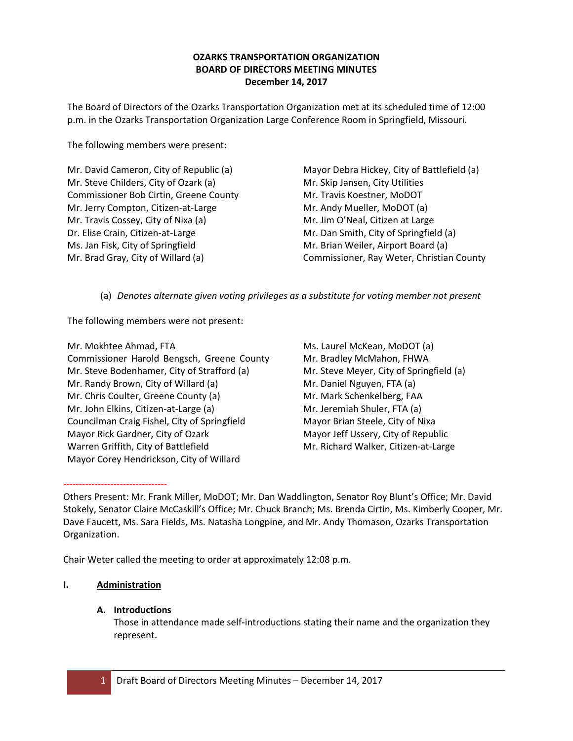**OZARKS TRANSPORTATION ORGANIZATION**
**BOARD OF DIRECTORS MEETING MINUTES**
**December 14, 2017**

The Board of Directors of the Ozarks Transportation Organization met at its scheduled time of 12:00 p.m. in the Ozarks Transportation Organization Large Conference Room in Springfield, Missouri.

The following members were present:

Mr. David Cameron, City of Republic (a)
Mr. Steve Childers, City of Ozark (a)
Commissioner Bob Cirtin, Greene County
Mr. Jerry Compton, Citizen-at-Large
Mr. Travis Cossey, City of Nixa (a)
Dr. Elise Crain, Citizen-at-Large
Ms. Jan Fisk, City of Springfield
Mr. Brad Gray, City of Willard (a)
Mayor Debra Hickey, City of Battlefield (a)
Mr. Skip Jansen, City Utilities
Mr. Travis Koestner, MoDOT
Mr. Andy Mueller, MoDOT (a)
Mr. Jim O'Neal, Citizen at Large
Mr. Dan Smith, City of Springfield (a)
Mr. Brian Weiler, Airport Board (a)
Commissioner, Ray Weter, Christian County

(a) *Denotes alternate given voting privileges as a substitute for voting member not present*

The following members were not present:

Mr. Mokhtee Ahmad, FTA
Commissioner Harold Bengsch, Greene County
Mr. Steve Bodenhamer, City of Strafford (a)
Mr. Randy Brown, City of Willard (a)
Mr. Chris Coulter, Greene County (a)
Mr. John Elkins, Citizen-at-Large (a)
Councilman Craig Fishel, City of Springfield
Mayor Rick Gardner, City of Ozark
Warren Griffith, City of Battlefield
Mayor Corey Hendrickson, City of Willard
Ms. Laurel McKean, MoDOT (a)
Mr. Bradley McMahon, FHWA
Mr. Steve Meyer, City of Springfield (a)
Mr. Daniel Nguyen, FTA (a)
Mr. Mark Schenkelberg, FAA
Mr. Jeremiah Shuler, FTA (a)
Mayor Brian Steele, City of Nixa
Mayor Jeff Ussery, City of Republic
Mr. Richard Walker, Citizen-at-Large

---

Others Present: Mr. Frank Miller, MoDOT; Mr. Dan Waddlington, Senator Roy Blunt's Office; Mr. David Stokely, Senator Claire McCaskill's Office; Mr. Chuck Branch; Ms. Brenda Cirtin, Ms. Kimberly Cooper, Mr. Dave Faucett, Ms. Sara Fields, Ms. Natasha Longpine, and Mr. Andy Thomason, Ozarks Transportation Organization.

Chair Weter called the meeting to order at approximately 12:08 p.m.

## I. Administration

### A. Introductions

Those in attendance made self-introductions stating their name and the organization they represent.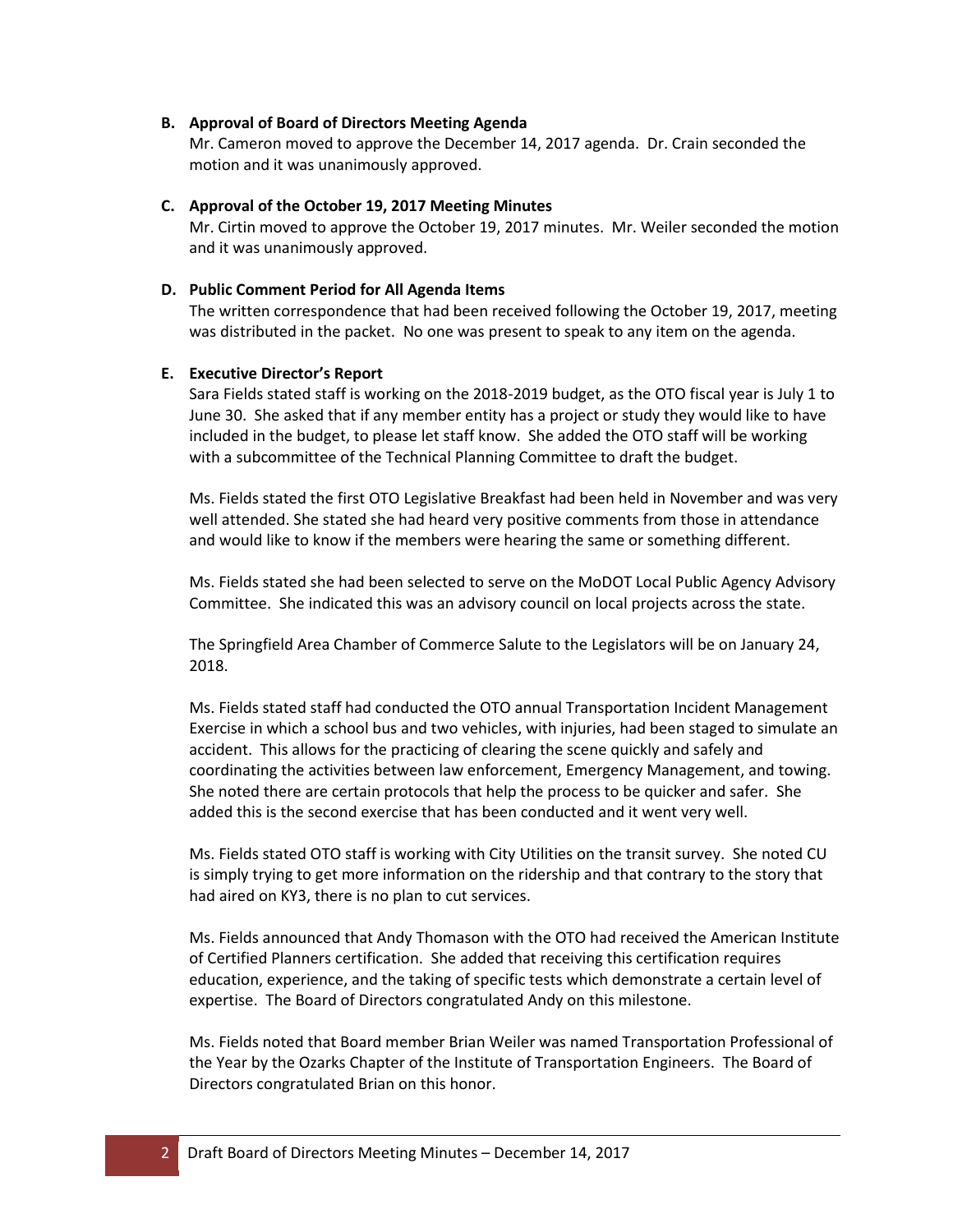**B. Approval of Board of Directors Meeting Agenda**

Mr. Cameron moved to approve the December 14, 2017 agenda. Dr. Crain seconded the motion and it was unanimously approved.

**C. Approval of the October 19, 2017 Meeting Minutes**

Mr. Cirtin moved to approve the October 19, 2017 minutes. Mr. Weiler seconded the motion and it was unanimously approved.

**D. Public Comment Period for All Agenda Items**

The written correspondence that had been received following the October 19, 2017, meeting was distributed in the packet. No one was present to speak to any item on the agenda.

**E. Executive Director's Report**

Sara Fields stated staff is working on the 2018-2019 budget, as the OTO fiscal year is July 1 to June 30. She asked that if any member entity has a project or study they would like to have included in the budget, to please let staff know. She added the OTO staff will be working with a subcommittee of the Technical Planning Committee to draft the budget.

Ms. Fields stated the first OTO Legislative Breakfast had been held in November and was very well attended. She stated she had heard very positive comments from those in attendance and would like to know if the members were hearing the same or something different.

Ms. Fields stated she had been selected to serve on the MoDOT Local Public Agency Advisory Committee. She indicated this was an advisory council on local projects across the state.

The Springfield Area Chamber of Commerce Salute to the Legislators will be on January 24, 2018.

Ms. Fields stated staff had conducted the OTO annual Transportation Incident Management Exercise in which a school bus and two vehicles, with injuries, had been staged to simulate an accident. This allows for the practicing of clearing the scene quickly and safely and coordinating the activities between law enforcement, Emergency Management, and towing. She noted there are certain protocols that help the process to be quicker and safer. She added this is the second exercise that has been conducted and it went very well.

Ms. Fields stated OTO staff is working with City Utilities on the transit survey. She noted CU is simply trying to get more information on the ridership and that contrary to the story that had aired on KY3, there is no plan to cut services.

Ms. Fields announced that Andy Thomason with the OTO had received the American Institute of Certified Planners certification. She added that receiving this certification requires education, experience, and the taking of specific tests which demonstrate a certain level of expertise. The Board of Directors congratulated Andy on this milestone.

Ms. Fields noted that Board member Brian Weiler was named Transportation Professional of the Year by the Ozarks Chapter of the Institute of Transportation Engineers. The Board of Directors congratulated Brian on this honor.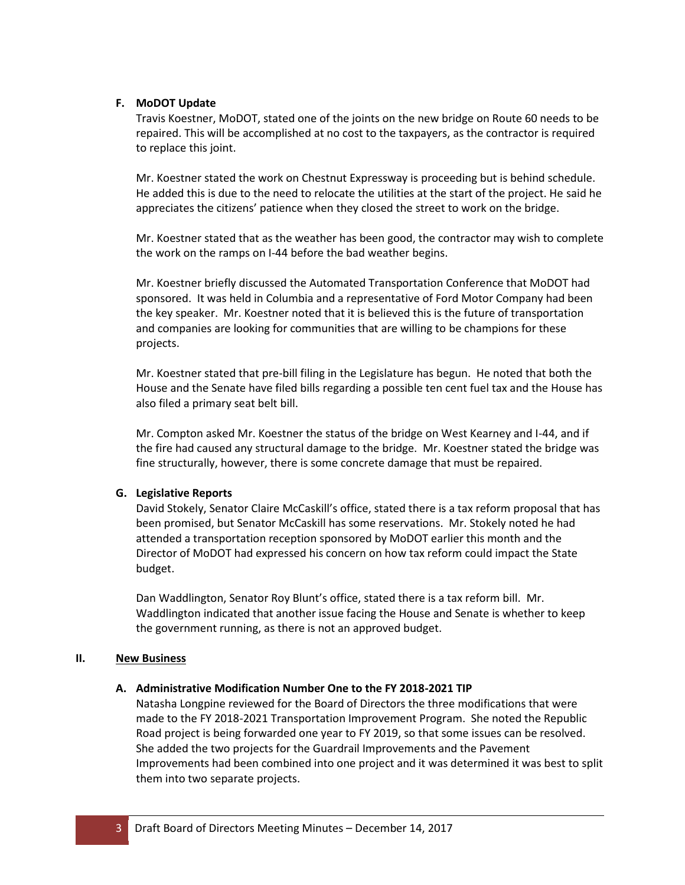### F. MoDOT Update

Travis Koestner, MoDOT, stated one of the joints on the new bridge on Route 60 needs to be repaired. This will be accomplished at no cost to the taxpayers, as the contractor is required to replace this joint.

Mr. Koestner stated the work on Chestnut Expressway is proceeding but is behind schedule. He added this is due to the need to relocate the utilities at the start of the project. He said he appreciates the citizens' patience when they closed the street to work on the bridge.

Mr. Koestner stated that as the weather has been good, the contractor may wish to complete the work on the ramps on I-44 before the bad weather begins.

Mr. Koestner briefly discussed the Automated Transportation Conference that MoDOT had sponsored. It was held in Columbia and a representative of Ford Motor Company had been the key speaker. Mr. Koestner noted that it is believed this is the future of transportation and companies are looking for communities that are willing to be champions for these projects.

Mr. Koestner stated that pre-bill filing in the Legislature has begun. He noted that both the House and the Senate have filed bills regarding a possible ten cent fuel tax and the House has also filed a primary seat belt bill.

Mr. Compton asked Mr. Koestner the status of the bridge on West Kearney and I-44, and if the fire had caused any structural damage to the bridge. Mr. Koestner stated the bridge was fine structurally, however, there is some concrete damage that must be repaired.

### G. Legislative Reports

David Stokely, Senator Claire McCaskill's office, stated there is a tax reform proposal that has been promised, but Senator McCaskill has some reservations. Mr. Stokely noted he had attended a transportation reception sponsored by MoDOT earlier this month and the Director of MoDOT had expressed his concern on how tax reform could impact the State budget.

Dan Waddlington, Senator Roy Blunt's office, stated there is a tax reform bill. Mr. Waddlington indicated that another issue facing the House and Senate is whether to keep the government running, as there is not an approved budget.

## II. <u>New Business</u>

### A. Administrative Modification Number One to the FY 2018-2021 TIP

Natasha Longpine reviewed for the Board of Directors the three modifications that were made to the FY 2018-2021 Transportation Improvement Program. She noted the Republic Road project is being forwarded one year to FY 2019, so that some issues can be resolved. She added the two projects for the Guardrail Improvements and the Pavement Improvements had been combined into one project and it was determined it was best to split them into two separate projects.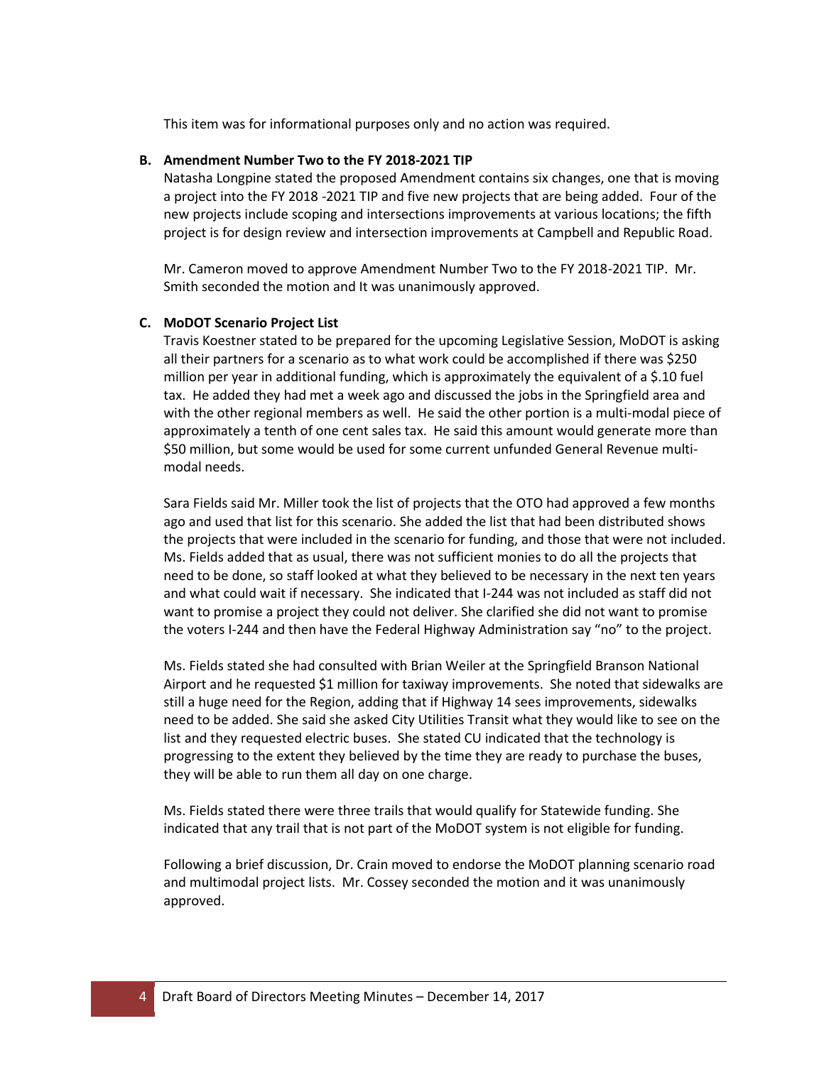This item was for informational purposes only and no action was required.

**B. Amendment Number Two to the FY 2018-2021 TIP**

Natasha Longpine stated the proposed Amendment contains six changes, one that is moving a project into the FY 2018 -2021 TIP and five new projects that are being added. Four of the new projects include scoping and intersections improvements at various locations; the fifth project is for design review and intersection improvements at Campbell and Republic Road.

Mr. Cameron moved to approve Amendment Number Two to the FY 2018-2021 TIP. Mr. Smith seconded the motion and It was unanimously approved.

**C. MoDOT Scenario Project List**

Travis Koestner stated to be prepared for the upcoming Legislative Session, MoDOT is asking all their partners for a scenario as to what work could be accomplished if there was $250 million per year in additional funding, which is approximately the equivalent of a $.10 fuel tax. He added they had met a week ago and discussed the jobs in the Springfield area and with the other regional members as well. He said the other portion is a multi-modal piece of approximately a tenth of one cent sales tax. He said this amount would generate more than $50 million, but some would be used for some current unfunded General Revenue multi-modal needs.

Sara Fields said Mr. Miller took the list of projects that the OTO had approved a few months ago and used that list for this scenario. She added the list that had been distributed shows the projects that were included in the scenario for funding, and those that were not included. Ms. Fields added that as usual, there was not sufficient monies to do all the projects that need to be done, so staff looked at what they believed to be necessary in the next ten years and what could wait if necessary. She indicated that I-244 was not included as staff did not want to promise a project they could not deliver. She clarified she did not want to promise the voters I-244 and then have the Federal Highway Administration say "no" to the project.

Ms. Fields stated she had consulted with Brian Weiler at the Springfield Branson National Airport and he requested $1 million for taxiway improvements. She noted that sidewalks are still a huge need for the Region, adding that if Highway 14 sees improvements, sidewalks need to be added. She said she asked City Utilities Transit what they would like to see on the list and they requested electric buses. She stated CU indicated that the technology is progressing to the extent they believed by the time they are ready to purchase the buses, they will be able to run them all day on one charge.

Ms. Fields stated there were three trails that would qualify for Statewide funding. She indicated that any trail that is not part of the MoDOT system is not eligible for funding.

Following a brief discussion, Dr. Crain moved to endorse the MoDOT planning scenario road and multimodal project lists. Mr. Cossey seconded the motion and it was unanimously approved.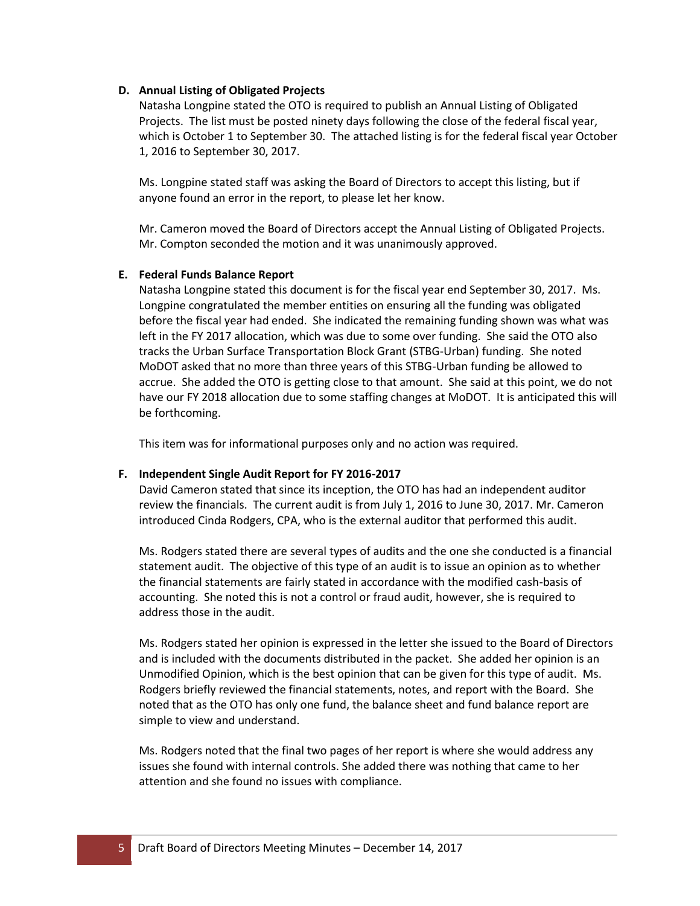**D. Annual Listing of Obligated Projects**

Natasha Longpine stated the OTO is required to publish an Annual Listing of Obligated Projects. The list must be posted ninety days following the close of the federal fiscal year, which is October 1 to September 30. The attached listing is for the federal fiscal year October 1, 2016 to September 30, 2017.

Ms. Longpine stated staff was asking the Board of Directors to accept this listing, but if anyone found an error in the report, to please let her know.

Mr. Cameron moved the Board of Directors accept the Annual Listing of Obligated Projects. Mr. Compton seconded the motion and it was unanimously approved.

**E. Federal Funds Balance Report**

Natasha Longpine stated this document is for the fiscal year end September 30, 2017. Ms. Longpine congratulated the member entities on ensuring all the funding was obligated before the fiscal year had ended. She indicated the remaining funding shown was what was left in the FY 2017 allocation, which was due to some over funding. She said the OTO also tracks the Urban Surface Transportation Block Grant (STBG-Urban) funding. She noted MoDOT asked that no more than three years of this STBG-Urban funding be allowed to accrue. She added the OTO is getting close to that amount. She said at this point, we do not have our FY 2018 allocation due to some staffing changes at MoDOT. It is anticipated this will be forthcoming.

This item was for informational purposes only and no action was required.

**F. Independent Single Audit Report for FY 2016-2017**

David Cameron stated that since its inception, the OTO has had an independent auditor review the financials. The current audit is from July 1, 2016 to June 30, 2017. Mr. Cameron introduced Cinda Rodgers, CPA, who is the external auditor that performed this audit.

Ms. Rodgers stated there are several types of audits and the one she conducted is a financial statement audit. The objective of this type of an audit is to issue an opinion as to whether the financial statements are fairly stated in accordance with the modified cash-basis of accounting. She noted this is not a control or fraud audit, however, she is required to address those in the audit.

Ms. Rodgers stated her opinion is expressed in the letter she issued to the Board of Directors and is included with the documents distributed in the packet. She added her opinion is an Unmodified Opinion, which is the best opinion that can be given for this type of audit. Ms. Rodgers briefly reviewed the financial statements, notes, and report with the Board. She noted that as the OTO has only one fund, the balance sheet and fund balance report are simple to view and understand.

Ms. Rodgers noted that the final two pages of her report is where she would address any issues she found with internal controls. She added there was nothing that came to her attention and she found no issues with compliance.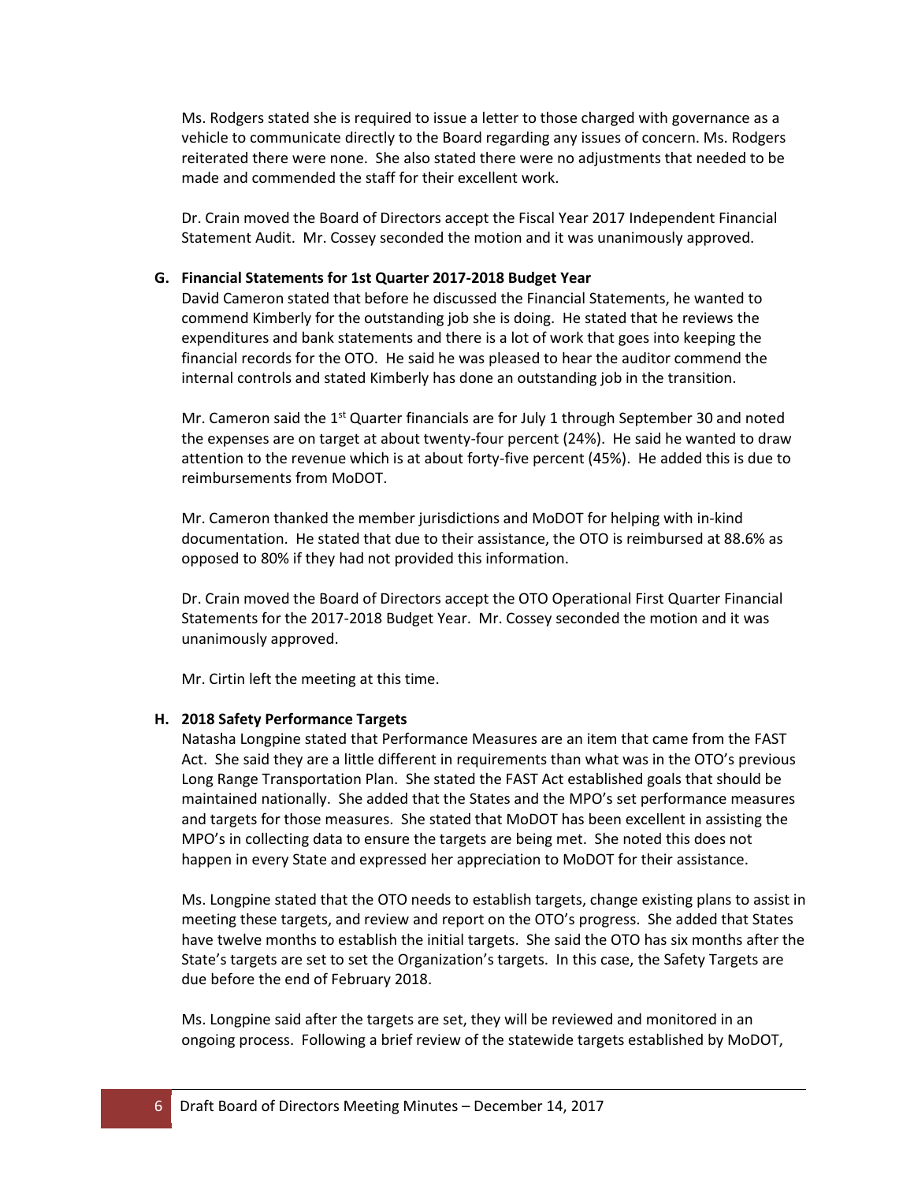Ms. Rodgers stated she is required to issue a letter to those charged with governance as a vehicle to communicate directly to the Board regarding any issues of concern. Ms. Rodgers reiterated there were none. She also stated there were no adjustments that needed to be made and commended the staff for their excellent work.

Dr. Crain moved the Board of Directors accept the Fiscal Year 2017 Independent Financial Statement Audit. Mr. Cossey seconded the motion and it was unanimously approved.

**G. Financial Statements for 1st Quarter 2017-2018 Budget Year**

David Cameron stated that before he discussed the Financial Statements, he wanted to commend Kimberly for the outstanding job she is doing. He stated that he reviews the expenditures and bank statements and there is a lot of work that goes into keeping the financial records for the OTO. He said he was pleased to hear the auditor commend the internal controls and stated Kimberly has done an outstanding job in the transition.

Mr. Cameron said the 1st Quarter financials are for July 1 through September 30 and noted the expenses are on target at about twenty-four percent (24%). He said he wanted to draw attention to the revenue which is at about forty-five percent (45%). He added this is due to reimbursements from MoDOT.

Mr. Cameron thanked the member jurisdictions and MoDOT for helping with in-kind documentation. He stated that due to their assistance, the OTO is reimbursed at 88.6% as opposed to 80% if they had not provided this information.

Dr. Crain moved the Board of Directors accept the OTO Operational First Quarter Financial Statements for the 2017-2018 Budget Year. Mr. Cossey seconded the motion and it was unanimously approved.

Mr. Cirtin left the meeting at this time.

**H. 2018 Safety Performance Targets**

Natasha Longpine stated that Performance Measures are an item that came from the FAST Act. She said they are a little different in requirements than what was in the OTO's previous Long Range Transportation Plan. She stated the FAST Act established goals that should be maintained nationally. She added that the States and the MPO's set performance measures and targets for those measures. She stated that MoDOT has been excellent in assisting the MPO's in collecting data to ensure the targets are being met. She noted this does not happen in every State and expressed her appreciation to MoDOT for their assistance.

Ms. Longpine stated that the OTO needs to establish targets, change existing plans to assist in meeting these targets, and review and report on the OTO's progress. She added that States have twelve months to establish the initial targets. She said the OTO has six months after the State's targets are set to set the Organization's targets. In this case, the Safety Targets are due before the end of February 2018.

Ms. Longpine said after the targets are set, they will be reviewed and monitored in an ongoing process. Following a brief review of the statewide targets established by MoDOT,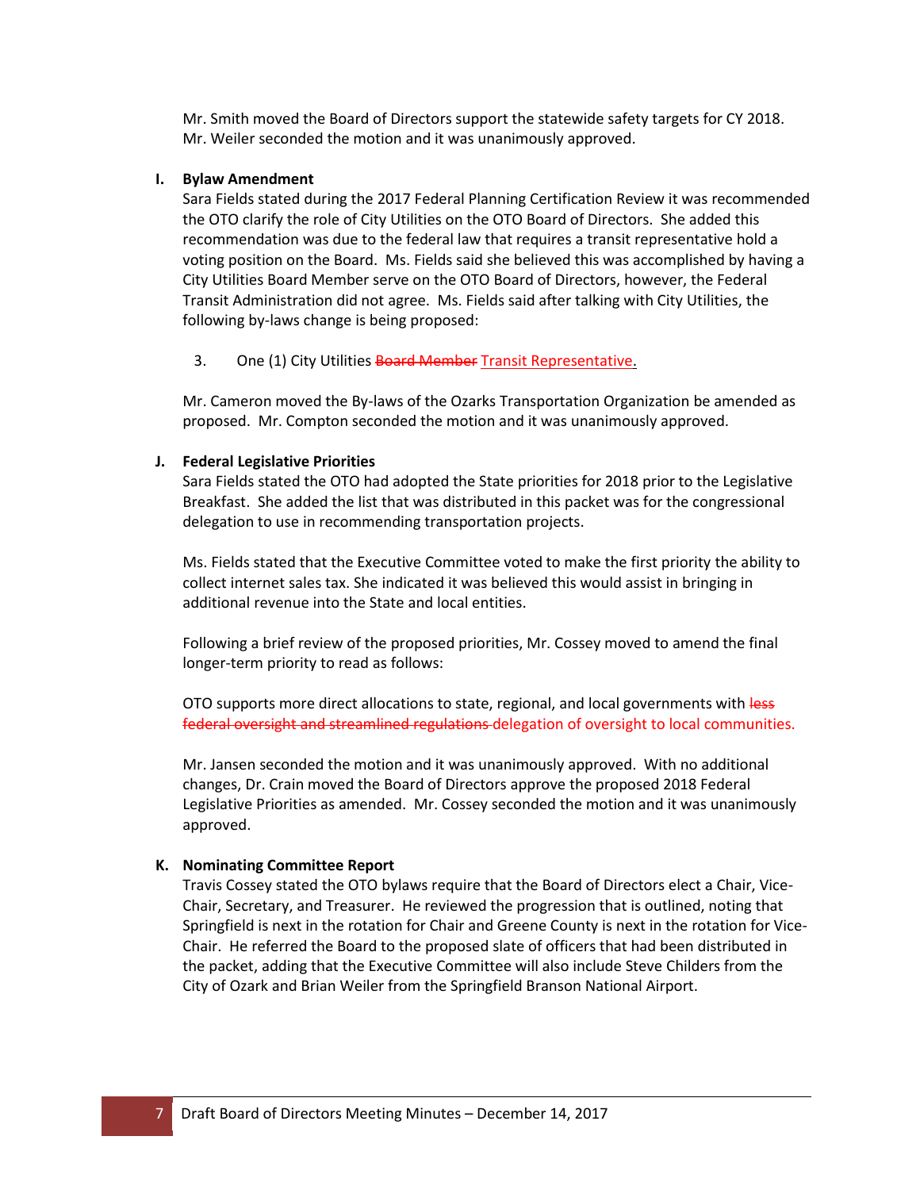Mr. Smith moved the Board of Directors support the statewide safety targets for CY 2018. Mr. Weiler seconded the motion and it was unanimously approved.

**I. Bylaw Amendment**

Sara Fields stated during the 2017 Federal Planning Certification Review it was recommended the OTO clarify the role of City Utilities on the OTO Board of Directors. She added this recommendation was due to the federal law that requires a transit representative hold a voting position on the Board. Ms. Fields said she believed this was accomplished by having a City Utilities Board Member serve on the OTO Board of Directors, however, the Federal Transit Administration did not agree. Ms. Fields said after talking with City Utilities, the following by-laws change is being proposed:

3. One (1) City Utilities ~~Board Member~~ Transit Representative.

Mr. Cameron moved the By-laws of the Ozarks Transportation Organization be amended as proposed. Mr. Compton seconded the motion and it was unanimously approved.

**J. Federal Legislative Priorities**

Sara Fields stated the OTO had adopted the State priorities for 2018 prior to the Legislative Breakfast. She added the list that was distributed in this packet was for the congressional delegation to use in recommending transportation projects.

Ms. Fields stated that the Executive Committee voted to make the first priority the ability to collect internet sales tax. She indicated it was believed this would assist in bringing in additional revenue into the State and local entities.

Following a brief review of the proposed priorities, Mr. Cossey moved to amend the final longer-term priority to read as follows:

OTO supports more direct allocations to state, regional, and local governments with ~~less federal oversight and streamlined regulations~~ delegation of oversight to local communities.

Mr. Jansen seconded the motion and it was unanimously approved. With no additional changes, Dr. Crain moved the Board of Directors approve the proposed 2018 Federal Legislative Priorities as amended. Mr. Cossey seconded the motion and it was unanimously approved.

**K. Nominating Committee Report**

Travis Cossey stated the OTO bylaws require that the Board of Directors elect a Chair, Vice-Chair, Secretary, and Treasurer. He reviewed the progression that is outlined, noting that Springfield is next in the rotation for Chair and Greene County is next in the rotation for Vice-Chair. He referred the Board to the proposed slate of officers that had been distributed in the packet, adding that the Executive Committee will also include Steve Childers from the City of Ozark and Brian Weiler from the Springfield Branson National Airport.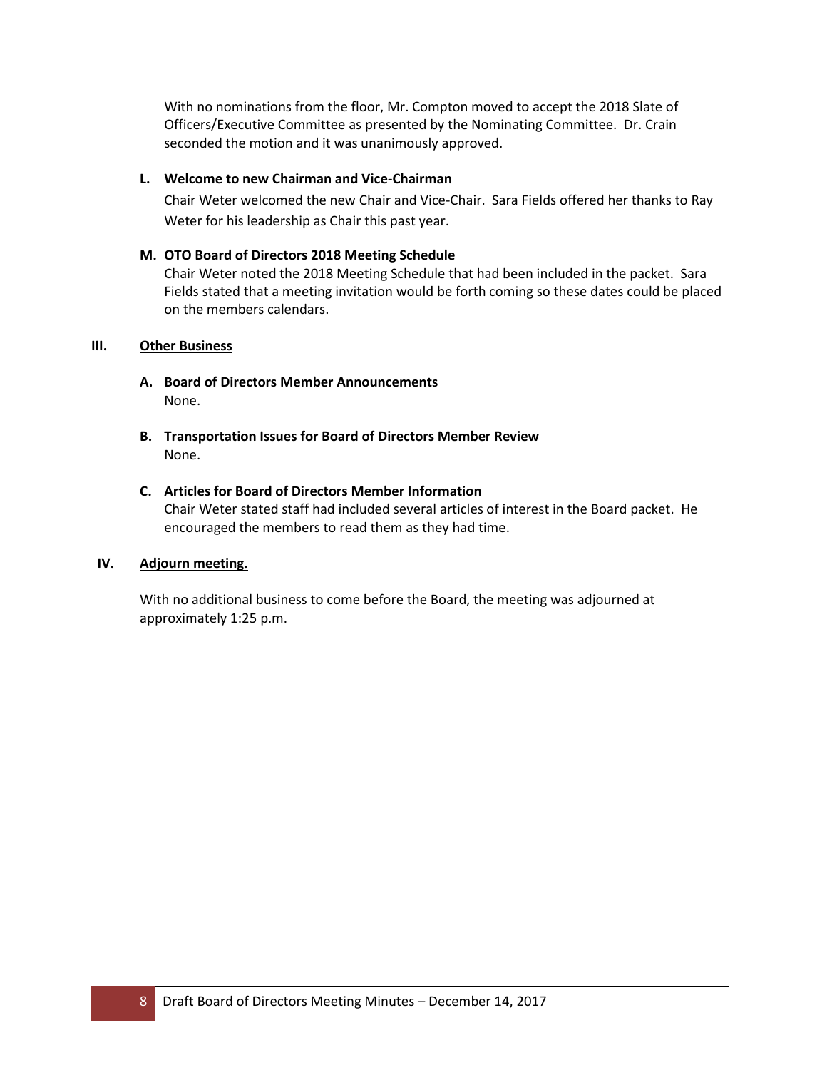With no nominations from the floor, Mr. Compton moved to accept the 2018 Slate of Officers/Executive Committee as presented by the Nominating Committee. Dr. Crain seconded the motion and it was unanimously approved.

**L. Welcome to new Chairman and Vice-Chairman**

Chair Weter welcomed the new Chair and Vice-Chair. Sara Fields offered her thanks to Ray Weter for his leadership as Chair this past year.

**M. OTO Board of Directors 2018 Meeting Schedule**

Chair Weter noted the 2018 Meeting Schedule that had been included in the packet. Sara Fields stated that a meeting invitation would be forth coming so these dates could be placed on the members calendars.

## III. Other Business

**A. Board of Directors Member Announcements**

None.

**B. Transportation Issues for Board of Directors Member Review**

None.

**C. Articles for Board of Directors Member Information**

Chair Weter stated staff had included several articles of interest in the Board packet. He encouraged the members to read them as they had time.

## IV. Adjourn meeting.

With no additional business to come before the Board, the meeting was adjourned at approximately 1:25 p.m.